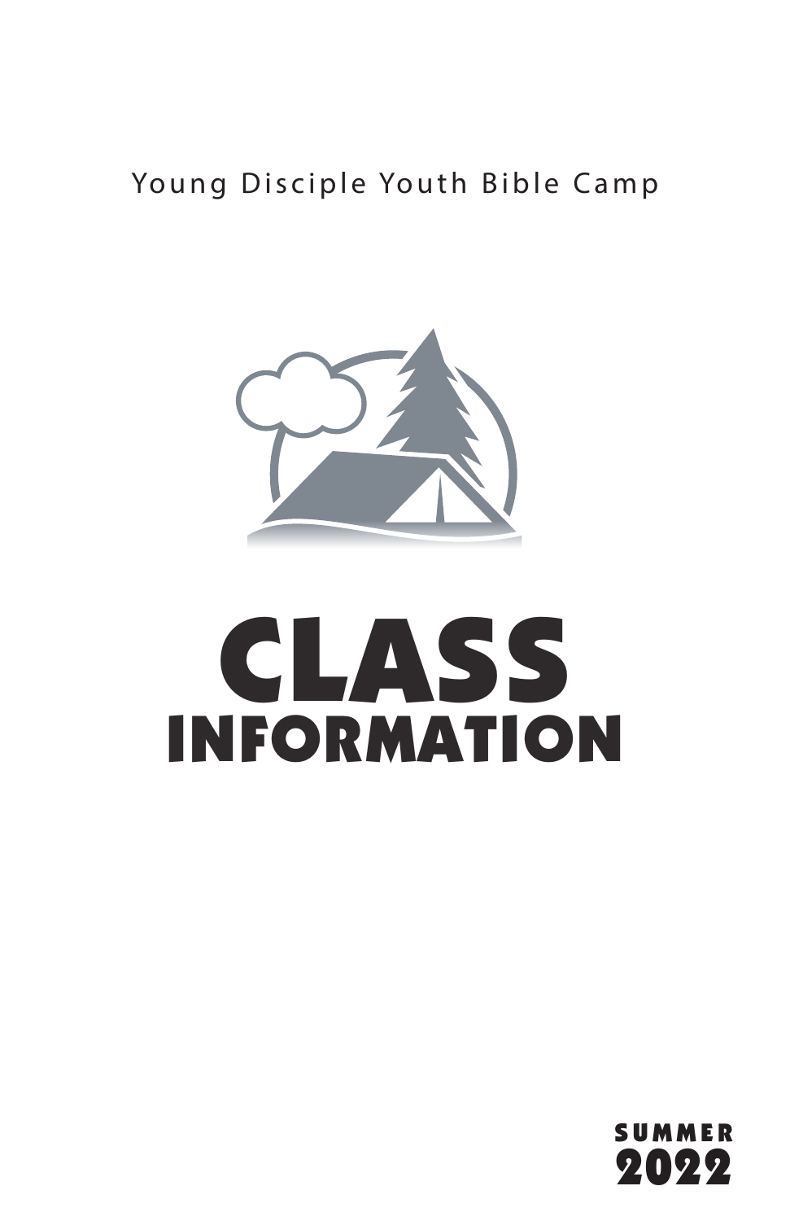Young Disciple Youth Bible Camp

# CLASS INFORMATION

SUMMER 2022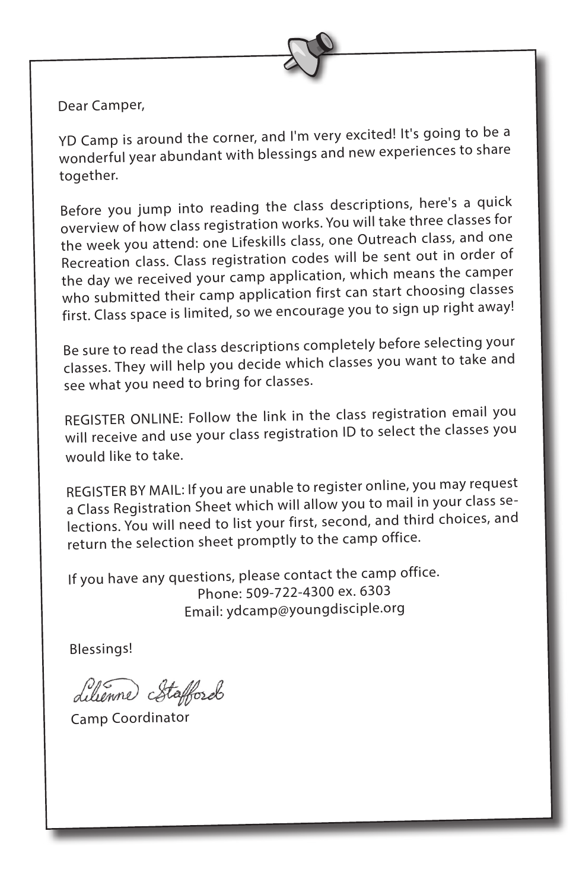Dear Camper,

YD Camp is around the corner, and I'm very excited! It's going to be a wonderful year abundant with blessings and new experiences to share together.

Before you jump into reading the class descriptions, here's a quick overview of how class registration works. You will take three classes for the week you attend: one Lifeskills class, one Outreach class, and one Recreation class. Class registration codes will be sent out in order of the day we received your camp application, which means the camper who submitted their camp application first can start choosing classes first. Class space is limited, so we encourage you to sign up right away!

Be sure to read the class descriptions completely before selecting your classes. They will help you decide which classes you want to take and see what you need to bring for classes.

REGISTER ONLINE: Follow the link in the class registration email you will receive and use your class registration ID to select the classes you would like to take.

REGISTER BY MAIL: If you are unable to register online, you may request a Class Registration Sheet which will allow you to mail in your class selections. You will need to list your first, second, and third choices, and return the selection sheet promptly to the camp office.

If you have any questions, please contact the camp office.

Phone: 509-722-4300 ex. 6303

Email: ydcamp@youngdisciple.org

Blessings!

Lilienne Stafford

Camp Coordinator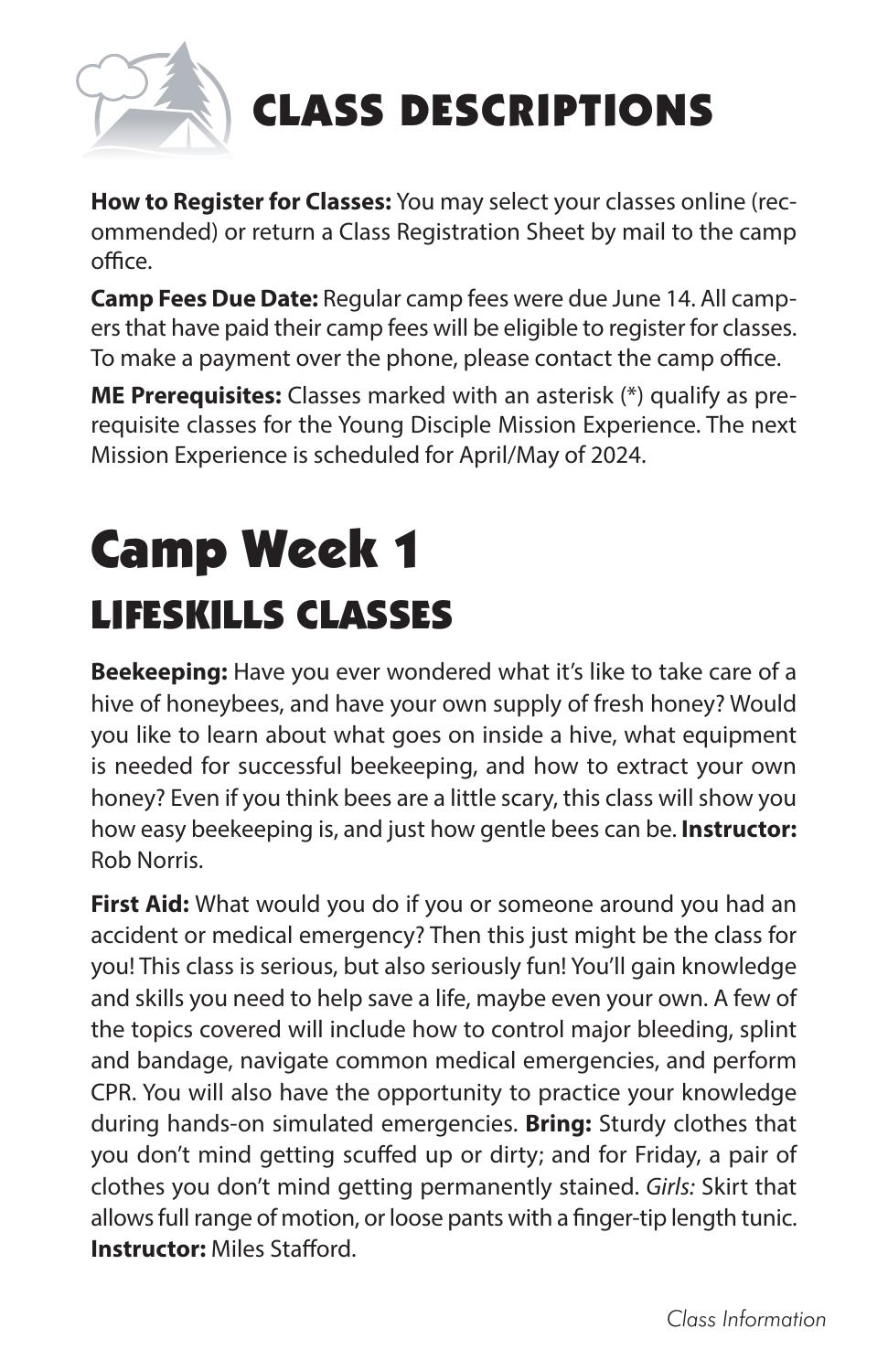# CLASS DESCRIPTIONS

**How to Register for Classes:** You may select your classes online (recommended) or return a Class Registration Sheet by mail to the camp office.

**Camp Fees Due Date:** Regular camp fees were due June 14. All campers that have paid their camp fees will be eligible to register for classes. To make a payment over the phone, please contact the camp office.

**ME Prerequisites:** Classes marked with an asterisk (*) qualify as prerequisite classes for the Young Disciple Mission Experience. The next Mission Experience is scheduled for April/May of 2024.

# Camp Week 1

## LIFESKILLS CLASSES

**Beekeeping:** Have you ever wondered what it's like to take care of a hive of honeybees, and have your own supply of fresh honey? Would you like to learn about what goes on inside a hive, what equipment is needed for successful beekeeping, and how to extract your own honey? Even if you think bees are a little scary, this class will show you how easy beekeeping is, and just how gentle bees can be. **Instructor:** Rob Norris.

**First Aid:** What would you do if you or someone around you had an accident or medical emergency? Then this just might be the class for you! This class is serious, but also seriously fun! You'll gain knowledge and skills you need to help save a life, maybe even your own. A few of the topics covered will include how to control major bleeding, splint and bandage, navigate common medical emergencies, and perform CPR. You will also have the opportunity to practice your knowledge during hands-on simulated emergencies. **Bring:** Sturdy clothes that you don't mind getting scuffed up or dirty; and for Friday, a pair of clothes you don't mind getting permanently stained. *Girls:* Skirt that allows full range of motion, or loose pants with a finger-tip length tunic. **Instructor:** Miles Stafford.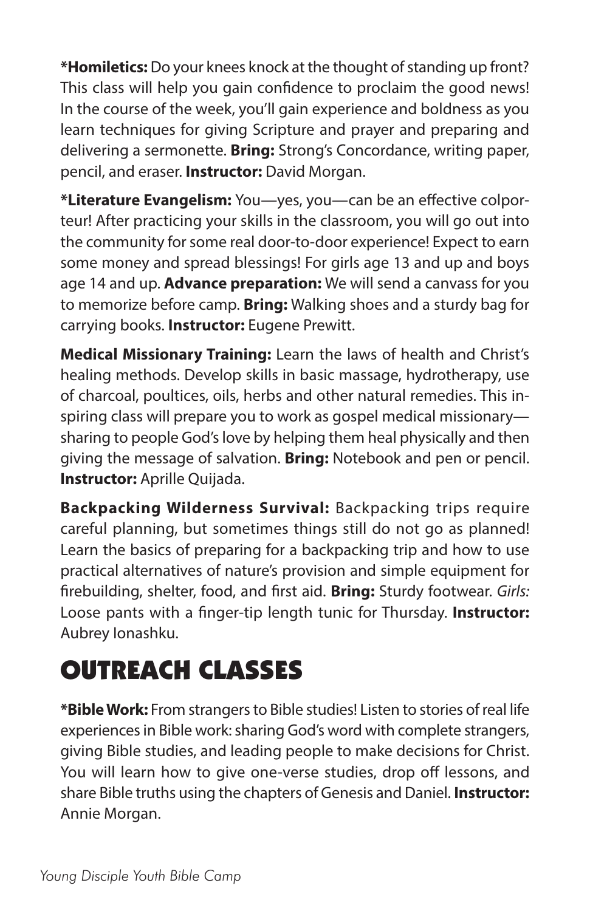**\*Homiletics:** Do your knees knock at the thought of standing up front? This class will help you gain confidence to proclaim the good news! In the course of the week, you'll gain experience and boldness as you learn techniques for giving Scripture and prayer and preparing and delivering a sermonette. **Bring:** Strong's Concordance, writing paper, pencil, and eraser. **Instructor:** David Morgan.

**\*Literature Evangelism:** You—yes, you—can be an effective colporteur! After practicing your skills in the classroom, you will go out into the community for some real door-to-door experience! Expect to earn some money and spread blessings! For girls age 13 and up and boys age 14 and up. **Advance preparation:** We will send a canvass for you to memorize before camp. **Bring:** Walking shoes and a sturdy bag for carrying books. **Instructor:** Eugene Prewitt.

**Medical Missionary Training:** Learn the laws of health and Christ's healing methods. Develop skills in basic massage, hydrotherapy, use of charcoal, poultices, oils, herbs and other natural remedies. This inspiring class will prepare you to work as gospel medical missionary—sharing to people God's love by helping them heal physically and then giving the message of salvation. **Bring:** Notebook and pen or pencil. **Instructor:** Aprille Quijada.

**Backpacking Wilderness Survival:** Backpacking trips require careful planning, but sometimes things still do not go as planned! Learn the basics of preparing for a backpacking trip and how to use practical alternatives of nature's provision and simple equipment for firebuilding, shelter, food, and first aid. **Bring:** Sturdy footwear. *Girls:* Loose pants with a finger-tip length tunic for Thursday. **Instructor:** Aubrey Ionashku.

# OUTREACH CLASSES

**\*Bible Work:** From strangers to Bible studies! Listen to stories of real life experiences in Bible work: sharing God's word with complete strangers, giving Bible studies, and leading people to make decisions for Christ. You will learn how to give one-verse studies, drop off lessons, and share Bible truths using the chapters of Genesis and Daniel. **Instructor:** Annie Morgan.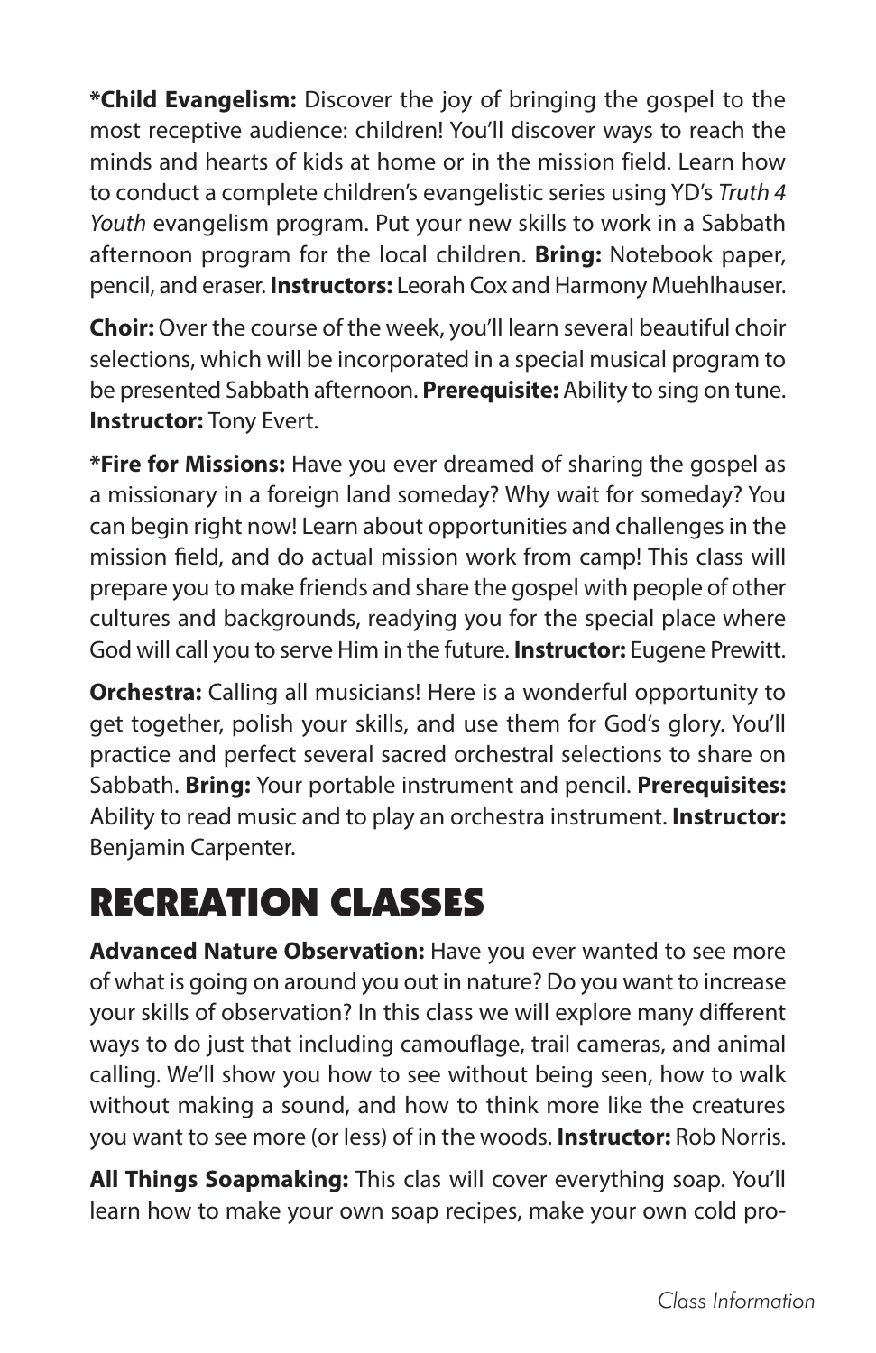**\*Child Evangelism:** Discover the joy of bringing the gospel to the most receptive audience: children! You'll discover ways to reach the minds and hearts of kids at home or in the mission field. Learn how to conduct a complete children's evangelistic series using YD's *Truth 4 Youth* evangelism program. Put your new skills to work in a Sabbath afternoon program for the local children. **Bring:** Notebook paper, pencil, and eraser. **Instructors:** Leorah Cox and Harmony Muehlhauser.

**Choir:** Over the course of the week, you'll learn several beautiful choir selections, which will be incorporated in a special musical program to be presented Sabbath afternoon. **Prerequisite:** Ability to sing on tune. **Instructor:** Tony Evert.

**\*Fire for Missions:** Have you ever dreamed of sharing the gospel as a missionary in a foreign land someday? Why wait for someday? You can begin right now! Learn about opportunities and challenges in the mission field, and do actual mission work from camp! This class will prepare you to make friends and share the gospel with people of other cultures and backgrounds, readying you for the special place where God will call you to serve Him in the future. **Instructor:** Eugene Prewitt.

**Orchestra:** Calling all musicians! Here is a wonderful opportunity to get together, polish your skills, and use them for God's glory. You'll practice and perfect several sacred orchestral selections to share on Sabbath. **Bring:** Your portable instrument and pencil. **Prerequisites:** Ability to read music and to play an orchestra instrument. **Instructor:** Benjamin Carpenter.

# RECREATION CLASSES

**Advanced Nature Observation:** Have you ever wanted to see more of what is going on around you out in nature? Do you want to increase your skills of observation? In this class we will explore many different ways to do just that including camouflage, trail cameras, and animal calling. We'll show you how to see without being seen, how to walk without making a sound, and how to think more like the creatures you want to see more (or less) of in the woods. **Instructor:** Rob Norris.

**All Things Soapmaking:** This clas will cover everything soap. You'll learn how to make your own soap recipes, make your own cold pro-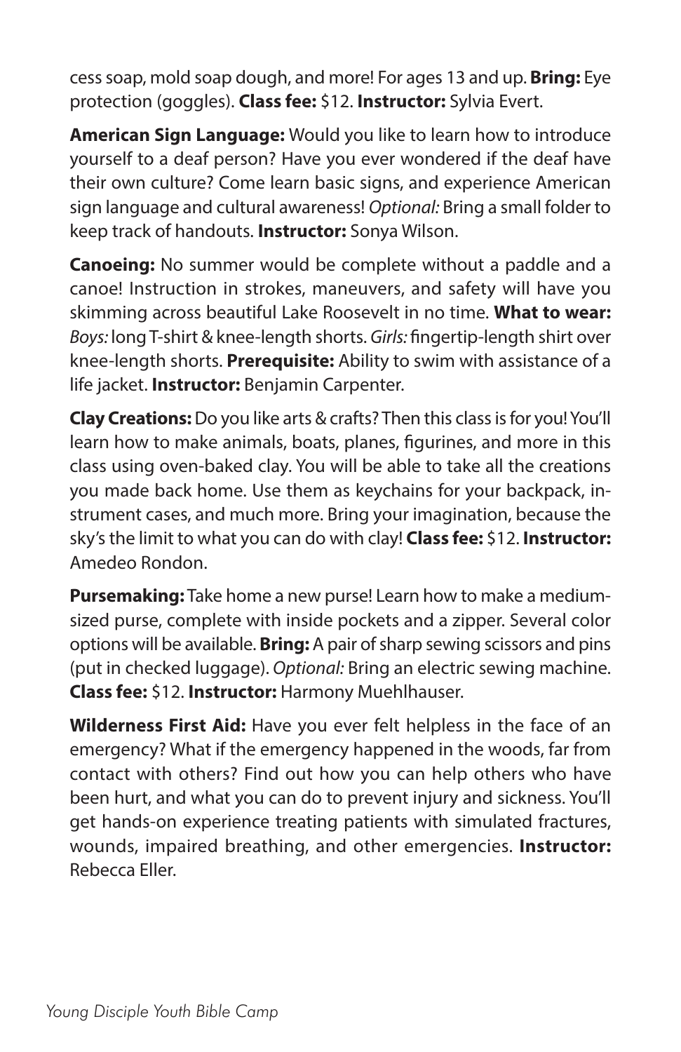cess soap, mold soap dough, and more! For ages 13 and up. **Bring:** Eye protection (goggles). **Class fee:** $12. **Instructor:** Sylvia Evert.

**American Sign Language:** Would you like to learn how to introduce yourself to a deaf person? Have you ever wondered if the deaf have their own culture? Come learn basic signs, and experience American sign language and cultural awareness! *Optional:* Bring a small folder to keep track of handouts. **Instructor:** Sonya Wilson.

**Canoeing:** No summer would be complete without a paddle and a canoe! Instruction in strokes, maneuvers, and safety will have you skimming across beautiful Lake Roosevelt in no time. **What to wear:** *Boys:* long T-shirt & knee-length shorts. *Girls:* fingertip-length shirt over knee-length shorts. **Prerequisite:** Ability to swim with assistance of a life jacket. **Instructor:** Benjamin Carpenter.

**Clay Creations:** Do you like arts & crafts? Then this class is for you! You'll learn how to make animals, boats, planes, figurines, and more in this class using oven-baked clay. You will be able to take all the creations you made back home. Use them as keychains for your backpack, instrument cases, and much more. Bring your imagination, because the sky's the limit to what you can do with clay! **Class fee:** $12. **Instructor:** Amedeo Rondon.

**Pursemaking:** Take home a new purse! Learn how to make a medium-sized purse, complete with inside pockets and a zipper. Several color options will be available. **Bring:** A pair of sharp sewing scissors and pins (put in checked luggage). *Optional:* Bring an electric sewing machine. **Class fee:** $12. **Instructor:** Harmony Muehlhauser.

**Wilderness First Aid:** Have you ever felt helpless in the face of an emergency? What if the emergency happened in the woods, far from contact with others? Find out how you can help others who have been hurt, and what you can do to prevent injury and sickness. You'll get hands-on experience treating patients with simulated fractures, wounds, impaired breathing, and other emergencies. **Instructor:** Rebecca Eller.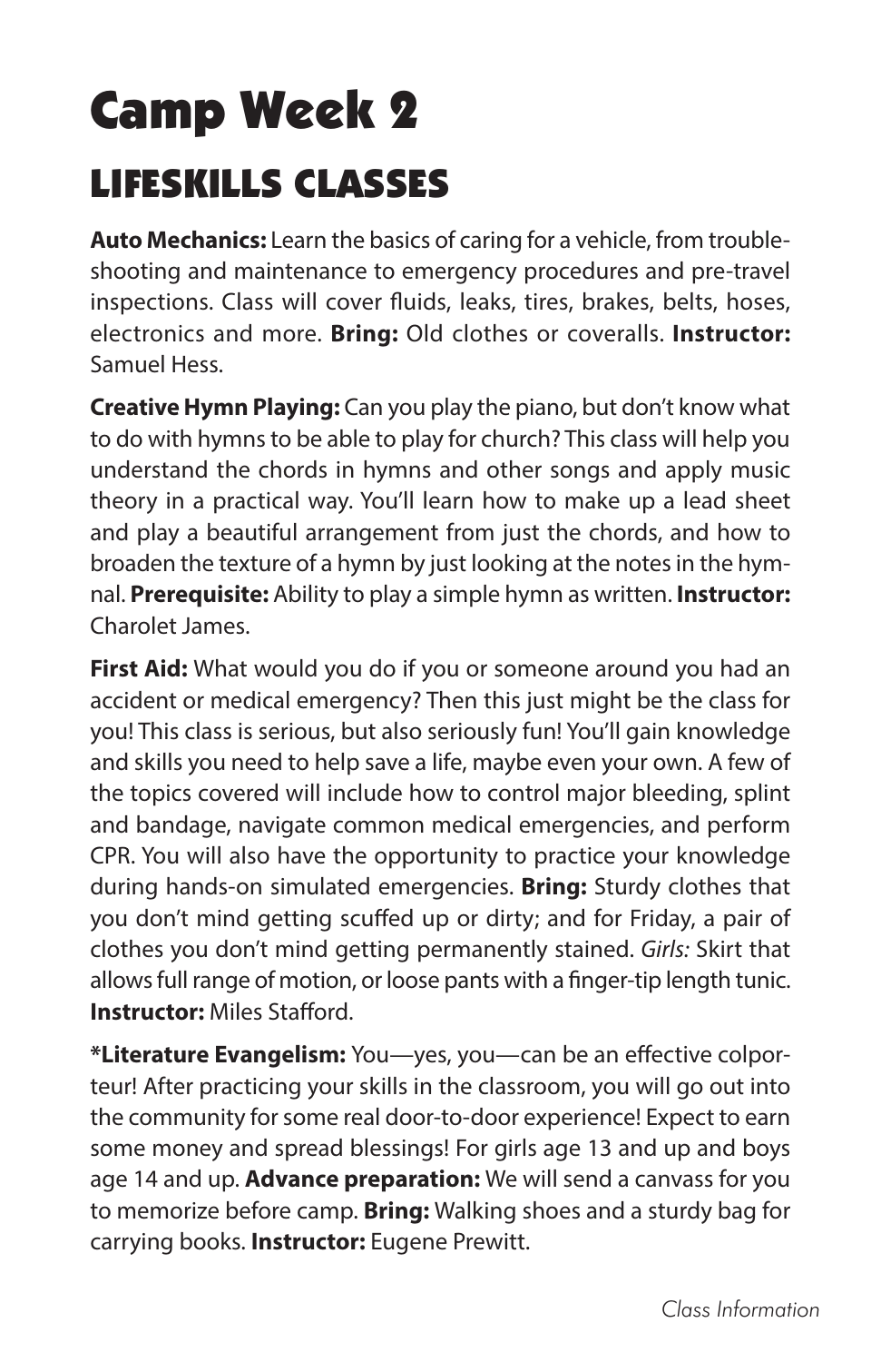# Camp Week 2

## LIFESKILLS CLASSES

**Auto Mechanics:** Learn the basics of caring for a vehicle, from trouble-shooting and maintenance to emergency procedures and pre-travel inspections. Class will cover fluids, leaks, tires, brakes, belts, hoses, electronics and more. **Bring:** Old clothes or coveralls. **Instructor:** Samuel Hess.

**Creative Hymn Playing:** Can you play the piano, but don't know what to do with hymns to be able to play for church? This class will help you understand the chords in hymns and other songs and apply music theory in a practical way. You'll learn how to make up a lead sheet and play a beautiful arrangement from just the chords, and how to broaden the texture of a hymn by just looking at the notes in the hymnal. **Prerequisite:** Ability to play a simple hymn as written. **Instructor:** Charolet James.

**First Aid:** What would you do if you or someone around you had an accident or medical emergency? Then this just might be the class for you! This class is serious, but also seriously fun! You'll gain knowledge and skills you need to help save a life, maybe even your own. A few of the topics covered will include how to control major bleeding, splint and bandage, navigate common medical emergencies, and perform CPR. You will also have the opportunity to practice your knowledge during hands-on simulated emergencies. **Bring:** Sturdy clothes that you don't mind getting scuffed up or dirty; and for Friday, a pair of clothes you don't mind getting permanently stained. *Girls:* Skirt that allows full range of motion, or loose pants with a finger-tip length tunic. **Instructor:** Miles Stafford.

***Literature Evangelism:** You—yes, you—can be an effective colporteur! After practicing your skills in the classroom, you will go out into the community for some real door-to-door experience! Expect to earn some money and spread blessings! For girls age 13 and up and boys age 14 and up. **Advance preparation:** We will send a canvass for you to memorize before camp. **Bring:** Walking shoes and a sturdy bag for carrying books. **Instructor:** Eugene Prewitt.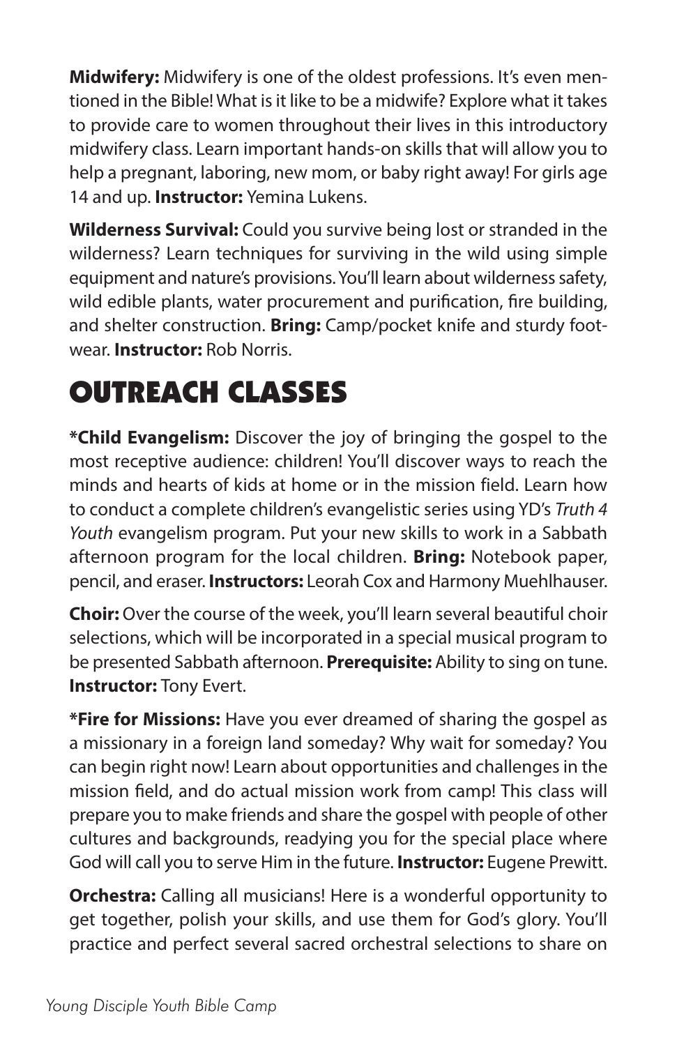**Midwifery:** Midwifery is one of the oldest professions. It's even mentioned in the Bible! What is it like to be a midwife? Explore what it takes to provide care to women throughout their lives in this introductory midwifery class. Learn important hands-on skills that will allow you to help a pregnant, laboring, new mom, or baby right away! For girls age 14 and up. **Instructor:** Yemina Lukens.

**Wilderness Survival:** Could you survive being lost or stranded in the wilderness? Learn techniques for surviving in the wild using simple equipment and nature's provisions. You'll learn about wilderness safety, wild edible plants, water procurement and purification, fire building, and shelter construction. **Bring:** Camp/pocket knife and sturdy footwear. **Instructor:** Rob Norris.

# OUTREACH CLASSES

**\*Child Evangelism:** Discover the joy of bringing the gospel to the most receptive audience: children! You'll discover ways to reach the minds and hearts of kids at home or in the mission field. Learn how to conduct a complete children's evangelistic series using YD's *Truth 4 Youth* evangelism program. Put your new skills to work in a Sabbath afternoon program for the local children. **Bring:** Notebook paper, pencil, and eraser. **Instructors:** Leorah Cox and Harmony Muehlhauser.

**Choir:** Over the course of the week, you'll learn several beautiful choir selections, which will be incorporated in a special musical program to be presented Sabbath afternoon. **Prerequisite:** Ability to sing on tune. **Instructor:** Tony Evert.

**\*Fire for Missions:** Have you ever dreamed of sharing the gospel as a missionary in a foreign land someday? Why wait for someday? You can begin right now! Learn about opportunities and challenges in the mission field, and do actual mission work from camp! This class will prepare you to make friends and share the gospel with people of other cultures and backgrounds, readying you for the special place where God will call you to serve Him in the future. **Instructor:** Eugene Prewitt.

**Orchestra:** Calling all musicians! Here is a wonderful opportunity to get together, polish your skills, and use them for God's glory. You'll practice and perfect several sacred orchestral selections to share on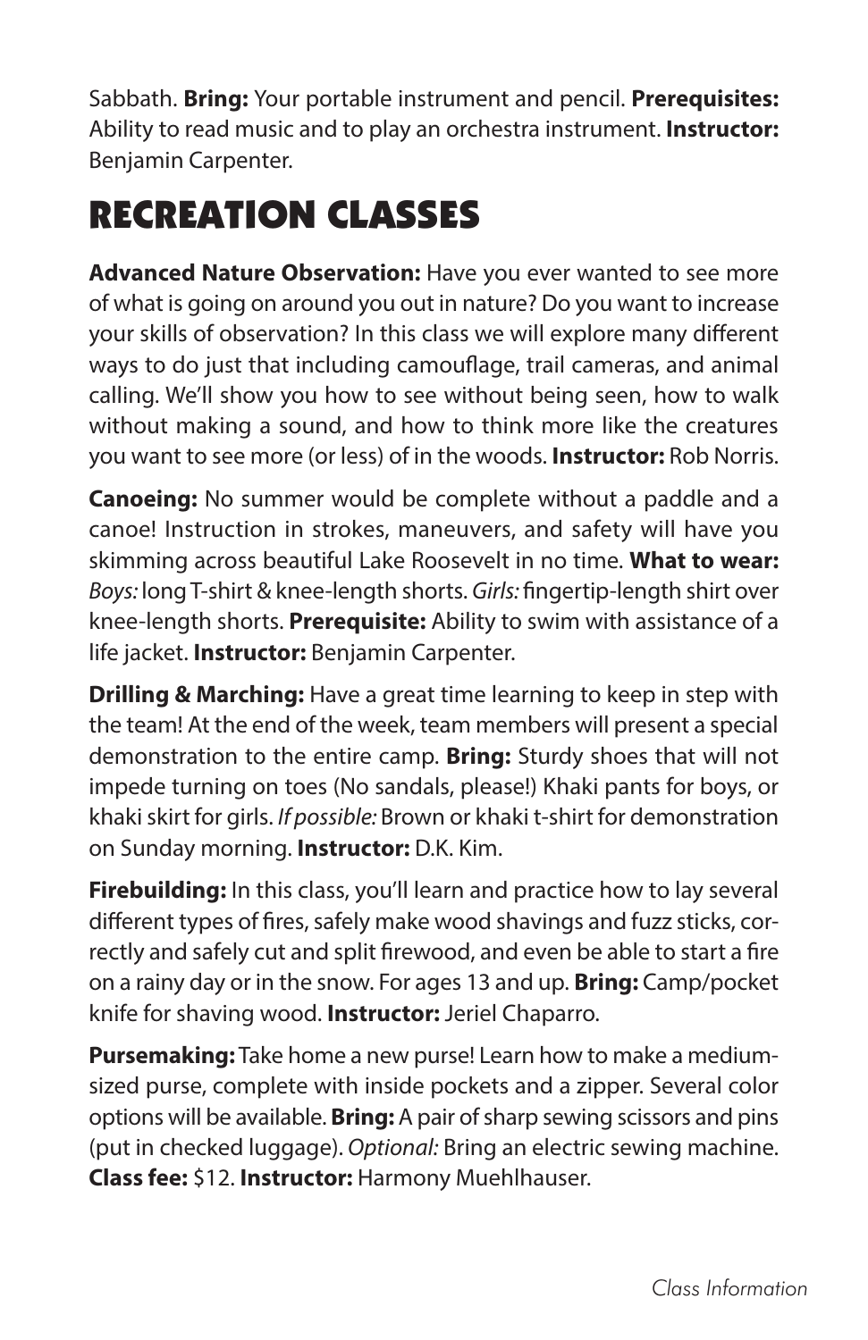Sabbath. **Bring:** Your portable instrument and pencil. **Prerequisites:** Ability to read music and to play an orchestra instrument. **Instructor:** Benjamin Carpenter.

# RECREATION CLASSES

**Advanced Nature Observation:** Have you ever wanted to see more of what is going on around you out in nature? Do you want to increase your skills of observation? In this class we will explore many different ways to do just that including camouflage, trail cameras, and animal calling. We'll show you how to see without being seen, how to walk without making a sound, and how to think more like the creatures you want to see more (or less) of in the woods. **Instructor:** Rob Norris.

**Canoeing:** No summer would be complete without a paddle and a canoe! Instruction in strokes, maneuvers, and safety will have you skimming across beautiful Lake Roosevelt in no time. **What to wear:** *Boys:* long T-shirt & knee-length shorts. *Girls:* fingertip-length shirt over knee-length shorts. **Prerequisite:** Ability to swim with assistance of a life jacket. **Instructor:** Benjamin Carpenter.

**Drilling & Marching:** Have a great time learning to keep in step with the team! At the end of the week, team members will present a special demonstration to the entire camp. **Bring:** Sturdy shoes that will not impede turning on toes (No sandals, please!) Khaki pants for boys, or khaki skirt for girls. *If possible:* Brown or khaki t-shirt for demonstration on Sunday morning. **Instructor:** D.K. Kim.

**Firebuilding:** In this class, you'll learn and practice how to lay several different types of fires, safely make wood shavings and fuzz sticks, correctly and safely cut and split firewood, and even be able to start a fire on a rainy day or in the snow. For ages 13 and up. **Bring:** Camp/pocket knife for shaving wood. **Instructor:** Jeriel Chaparro.

**Pursemaking:** Take home a new purse! Learn how to make a medium-sized purse, complete with inside pockets and a zipper. Several color options will be available. **Bring:** A pair of sharp sewing scissors and pins (put in checked luggage). *Optional:* Bring an electric sewing machine. **Class fee:** $12. **Instructor:** Harmony Muehlhauser.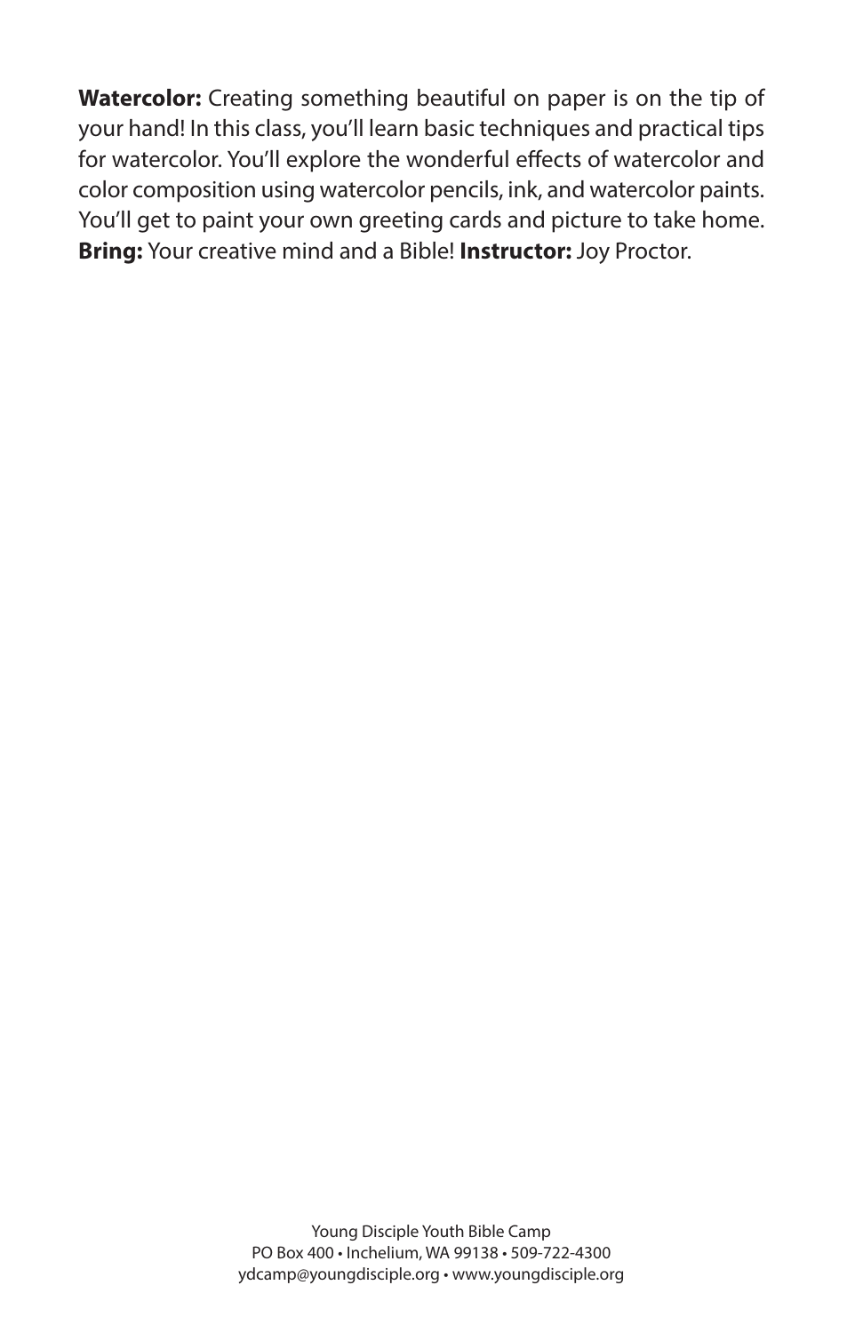**Watercolor:** Creating something beautiful on paper is on the tip of your hand! In this class, you'll learn basic techniques and practical tips for watercolor. You'll explore the wonderful effects of watercolor and color composition using watercolor pencils, ink, and watercolor paints. You'll get to paint your own greeting cards and picture to take home. **Bring:** Your creative mind and a Bible! **Instructor:** Joy Proctor.

Young Disciple Youth Bible Camp
PO Box 400 • Inchelium, WA 99138 • 509-722-4300
ydcamp@youngdisciple.org • www.youngdisciple.org